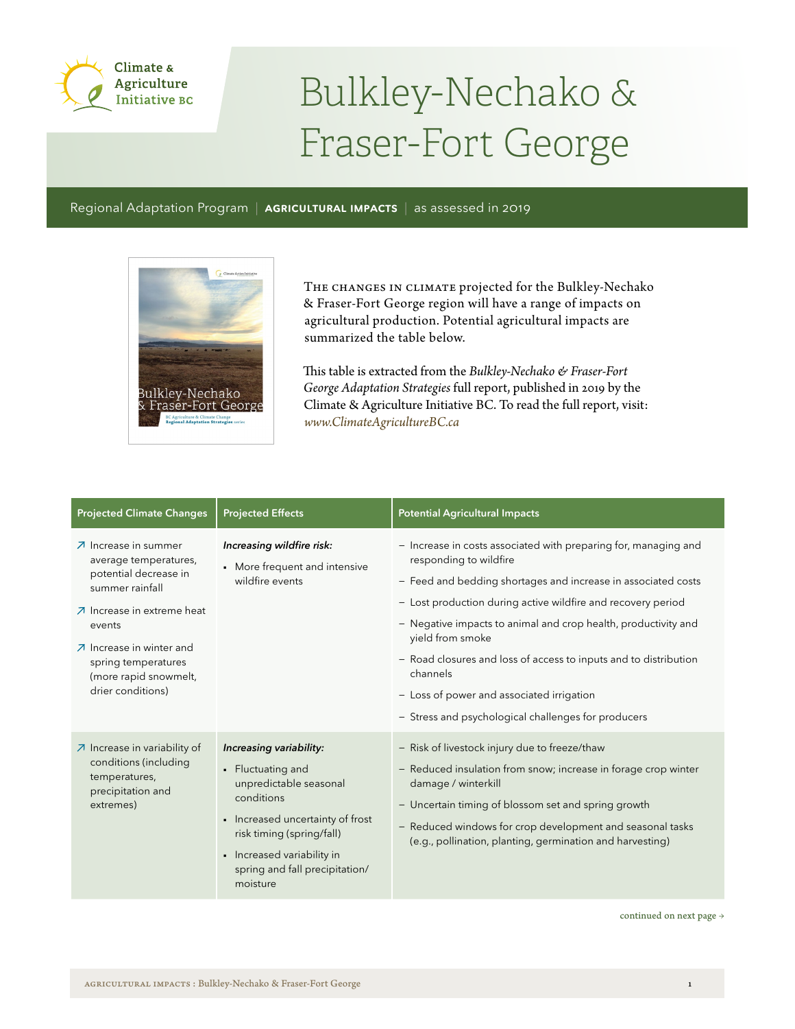Climate & Agriculture Initiative BC

# Bulkley-Nechako & Fraser-Fort George

Regional Adaptation Program | **AGRICULTURAL IMPACTS** | as assessed in 2019

THE CHANGES IN CLIMATE projected for the Bulkley-Nechako & Fraser-Fort George region will have a range of impacts on agricultural production. Potential agricultural impacts are summarized the table below.

This table is extracted from the *Bulkley-Nechako & Fraser-Fort George Adaptation Strategies* full report, published in 2019 by the Climate & Agriculture Initiative BC. To read the full report, visit: *www.ClimateAgricultureBC.ca*

| Projected Climate Changes | Projected Effects | Potential Agricultural Impacts |
|---|---|---|
| ↗ Increase in summer average temperatures, potential decrease in summer rainfall<br>↗ Increase in extreme heat events<br>↗ Increase in winter and spring temperatures (more rapid snowmelt, drier conditions) | ***Increasing wildfire risk:***<br>▪ More frequent and intensive wildfire events | – Increase in costs associated with preparing for, managing and responding to wildfire<br>– Feed and bedding shortages and increase in associated costs<br>– Lost production during active wildfire and recovery period<br>– Negative impacts to animal and crop health, productivity and yield from smoke<br>– Road closures and loss of access to inputs and to distribution channels<br>– Loss of power and associated irrigation<br>– Stress and psychological challenges for producers |
| ↗ Increase in variability of conditions (including temperatures, precipitation and extremes) | ***Increasing variability:***<br>▪ Fluctuating and unpredictable seasonal conditions<br>▪ Increased uncertainty of frost risk timing (spring/fall)<br>▪ Increased variability in spring and fall precipitation/moisture | – Risk of livestock injury due to freeze/thaw<br>– Reduced insulation from snow; increase in forage crop winter damage / winterkill<br>– Uncertain timing of blossom set and spring growth<br>– Reduced windows for crop development and seasonal tasks (e.g., pollination, planting, germination and harvesting) |

continued on next page →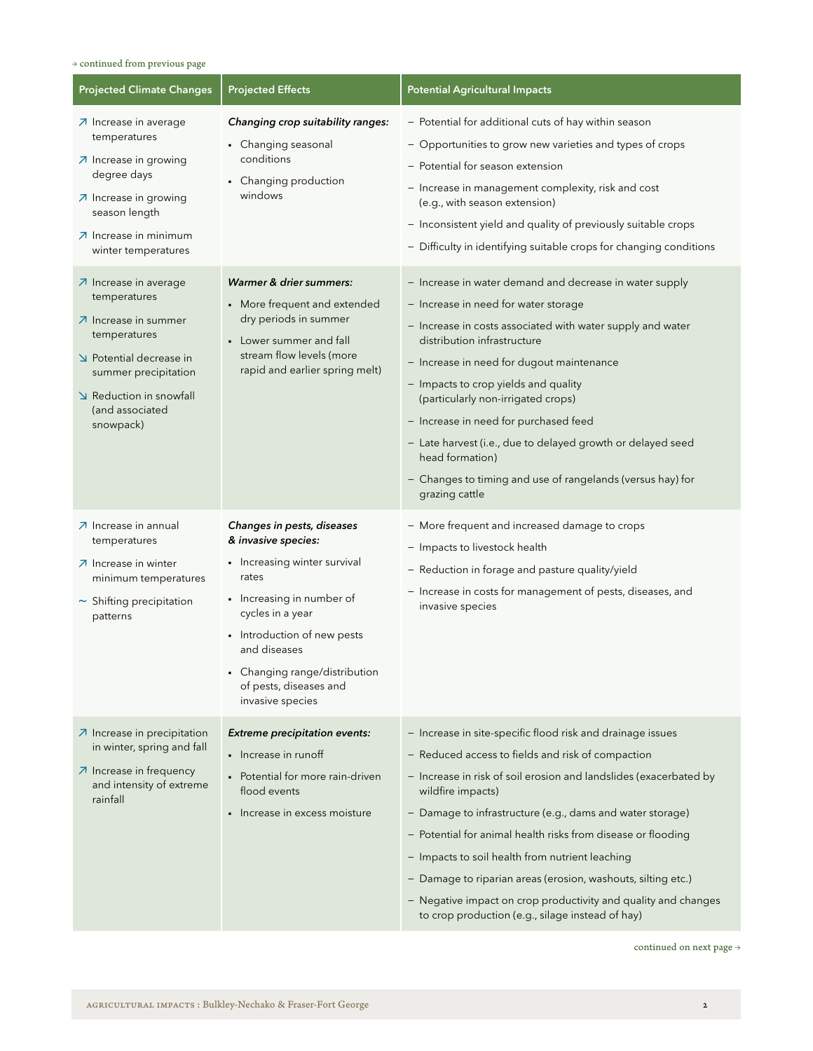→ continued from previous page

| Projected Climate Changes | Projected Effects | Potential Agricultural Impacts |
|---|---|---|
| ↗ Increase in average temperatures<br>↗ Increase in growing degree days<br>↗ Increase in growing season length<br>↗ Increase in minimum winter temperatures | ***Changing crop suitability ranges:***<br>• Changing seasonal conditions<br>• Changing production windows | – Potential for additional cuts of hay within season<br>– Opportunities to grow new varieties and types of crops<br>– Potential for season extension<br>– Increase in management complexity, risk and cost (e.g., with season extension)<br>– Inconsistent yield and quality of previously suitable crops<br>– Difficulty in identifying suitable crops for changing conditions |
| ↗ Increase in average temperatures<br>↗ Increase in summer temperatures<br>↘ Potential decrease in summer precipitation<br>↘ Reduction in snowfall (and associated snowpack) | ***Warmer & drier summers:***<br>• More frequent and extended dry periods in summer<br>• Lower summer and fall stream flow levels (more rapid and earlier spring melt) | – Increase in water demand and decrease in water supply<br>– Increase in need for water storage<br>– Increase in costs associated with water supply and water distribution infrastructure<br>– Increase in need for dugout maintenance<br>– Impacts to crop yields and quality (particularly non-irrigated crops)<br>– Increase in need for purchased feed<br>– Late harvest (i.e., due to delayed growth or delayed seed head formation)<br>– Changes to timing and use of rangelands (versus hay) for grazing cattle |
| ↗ Increase in annual temperatures<br>↗ Increase in winter minimum temperatures<br>~ Shifting precipitation patterns | ***Changes in pests, diseases & invasive species:***<br>• Increasing winter survival rates<br>• Increasing in number of cycles in a year<br>• Introduction of new pests and diseases<br>• Changing range/distribution of pests, diseases and invasive species | – More frequent and increased damage to crops<br>– Impacts to livestock health<br>– Reduction in forage and pasture quality/yield<br>– Increase in costs for management of pests, diseases, and invasive species |
| ↗ Increase in precipitation in winter, spring and fall<br>↗ Increase in frequency and intensity of extreme rainfall | ***Extreme precipitation events:***<br>• Increase in runoff<br>• Potential for more rain-driven flood events<br>• Increase in excess moisture | – Increase in site-specific flood risk and drainage issues<br>– Reduced access to fields and risk of compaction<br>– Increase in risk of soil erosion and landslides (exacerbated by wildfire impacts)<br>– Damage to infrastructure (e.g., dams and water storage)<br>– Potential for animal health risks from disease or flooding<br>– Impacts to soil health from nutrient leaching<br>– Damage to riparian areas (erosion, washouts, silting etc.)<br>– Negative impact on crop productivity and quality and changes to crop production (e.g., silage instead of hay) |

continued on next page →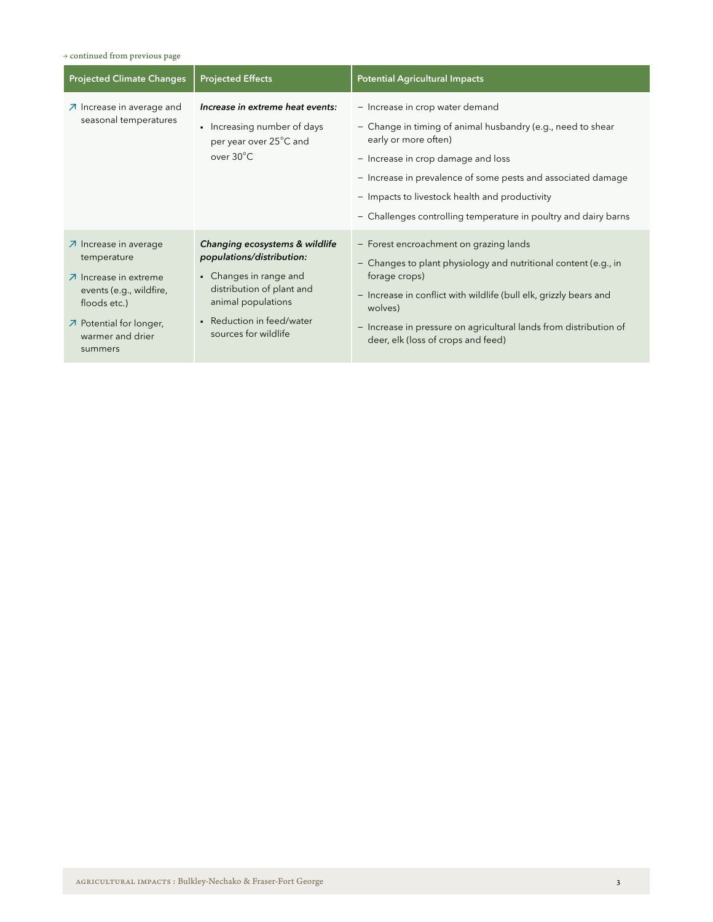→ continued from previous page

| Projected Climate Changes | Projected Effects | Potential Agricultural Impacts |
|---|---|---|
| ↗ Increase in average and seasonal temperatures | ***Increase in extreme heat events:***<br>▪ Increasing number of days per year over 25°C and over 30°C | – Increase in crop water demand<br>– Change in timing of animal husbandry (e.g., need to shear early or more often)<br>– Increase in crop damage and loss<br>– Increase in prevalence of some pests and associated damage<br>– Impacts to livestock health and productivity<br>– Challenges controlling temperature in poultry and dairy barns |
| ↗ Increase in average temperature<br>↗ Increase in extreme events (e.g., wildfire, floods etc.)<br>↗ Potential for longer, warmer and drier summers | ***Changing ecosystems & wildlife populations/distribution:***<br>▪ Changes in range and distribution of plant and animal populations<br>▪ Reduction in feed/water sources for wildlife | – Forest encroachment on grazing lands<br>– Changes to plant physiology and nutritional content (e.g., in forage crops)<br>– Increase in conflict with wildlife (bull elk, grizzly bears and wolves)<br>– Increase in pressure on agricultural lands from distribution of deer, elk (loss of crops and feed) |